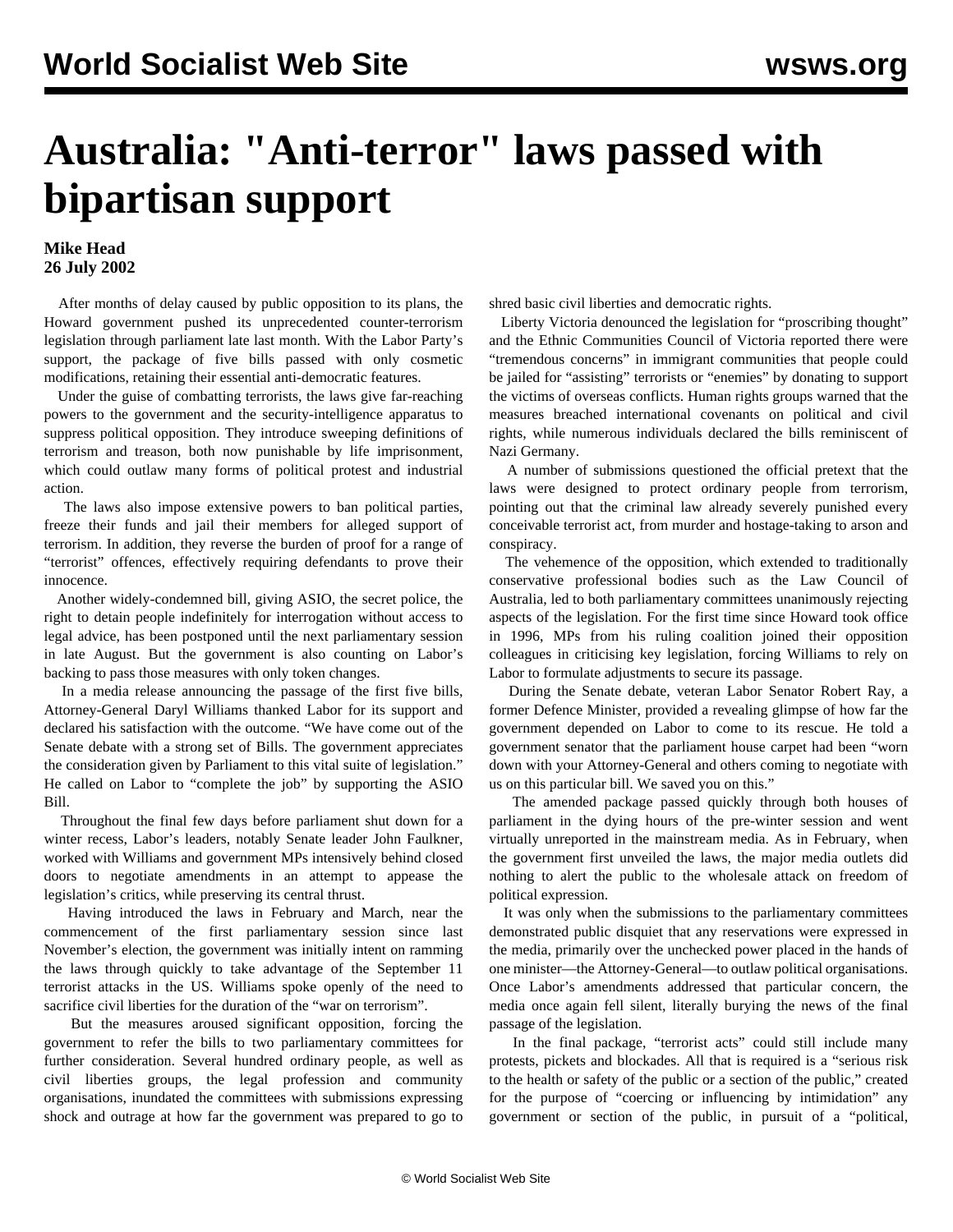# Australia: "Anti-terror" laws passed with bipartisan support

**Mike Head**
**26 July 2002**

After months of delay caused by public opposition to its plans, the Howard government pushed its unprecedented counter-terrorism legislation through parliament late last month. With the Labor Party's support, the package of five bills passed with only cosmetic modifications, retaining their essential anti-democratic features.

Under the guise of combatting terrorists, the laws give far-reaching powers to the government and the security-intelligence apparatus to suppress political opposition. They introduce sweeping definitions of terrorism and treason, both now punishable by life imprisonment, which could outlaw many forms of political protest and industrial action.

The laws also impose extensive powers to ban political parties, freeze their funds and jail their members for alleged support of terrorism. In addition, they reverse the burden of proof for a range of "terrorist" offences, effectively requiring defendants to prove their innocence.

Another widely-condemned bill, giving ASIO, the secret police, the right to detain people indefinitely for interrogation without access to legal advice, has been postponed until the next parliamentary session in late August. But the government is also counting on Labor's backing to pass those measures with only token changes.

In a media release announcing the passage of the first five bills, Attorney-General Daryl Williams thanked Labor for its support and declared his satisfaction with the outcome. "We have come out of the Senate debate with a strong set of Bills. The government appreciates the consideration given by Parliament to this vital suite of legislation." He called on Labor to "complete the job" by supporting the ASIO Bill.

Throughout the final few days before parliament shut down for a winter recess, Labor's leaders, notably Senate leader John Faulkner, worked with Williams and government MPs intensively behind closed doors to negotiate amendments in an attempt to appease the legislation's critics, while preserving its central thrust.

Having introduced the laws in February and March, near the commencement of the first parliamentary session since last November's election, the government was initially intent on ramming the laws through quickly to take advantage of the September 11 terrorist attacks in the US. Williams spoke openly of the need to sacrifice civil liberties for the duration of the "war on terrorism".

But the measures aroused significant opposition, forcing the government to refer the bills to two parliamentary committees for further consideration. Several hundred ordinary people, as well as civil liberties groups, the legal profession and community organisations, inundated the committees with submissions expressing shock and outrage at how far the government was prepared to go to shred basic civil liberties and democratic rights.

Liberty Victoria denounced the legislation for "proscribing thought" and the Ethnic Communities Council of Victoria reported there were "tremendous concerns" in immigrant communities that people could be jailed for "assisting" terrorists or "enemies" by donating to support the victims of overseas conflicts. Human rights groups warned that the measures breached international covenants on political and civil rights, while numerous individuals declared the bills reminiscent of Nazi Germany.

A number of submissions questioned the official pretext that the laws were designed to protect ordinary people from terrorism, pointing out that the criminal law already severely punished every conceivable terrorist act, from murder and hostage-taking to arson and conspiracy.

The vehemence of the opposition, which extended to traditionally conservative professional bodies such as the Law Council of Australia, led to both parliamentary committees unanimously rejecting aspects of the legislation. For the first time since Howard took office in 1996, MPs from his ruling coalition joined their opposition colleagues in criticising key legislation, forcing Williams to rely on Labor to formulate adjustments to secure its passage.

During the Senate debate, veteran Labor Senator Robert Ray, a former Defence Minister, provided a revealing glimpse of how far the government depended on Labor to come to its rescue. He told a government senator that the parliament house carpet had been "worn down with your Attorney-General and others coming to negotiate with us on this particular bill. We saved you on this."

The amended package passed quickly through both houses of parliament in the dying hours of the pre-winter session and went virtually unreported in the mainstream media. As in February, when the government first unveiled the laws, the major media outlets did nothing to alert the public to the wholesale attack on freedom of political expression.

It was only when the submissions to the parliamentary committees demonstrated public disquiet that any reservations were expressed in the media, primarily over the unchecked power placed in the hands of one minister—the Attorney-General—to outlaw political organisations. Once Labor's amendments addressed that particular concern, the media once again fell silent, literally burying the news of the final passage of the legislation.

In the final package, "terrorist acts" could still include many protests, pickets and blockades. All that is required is a "serious risk to the health or safety of the public or a section of the public," created for the purpose of "coercing or influencing by intimidation" any government or section of the public, in pursuit of a "political,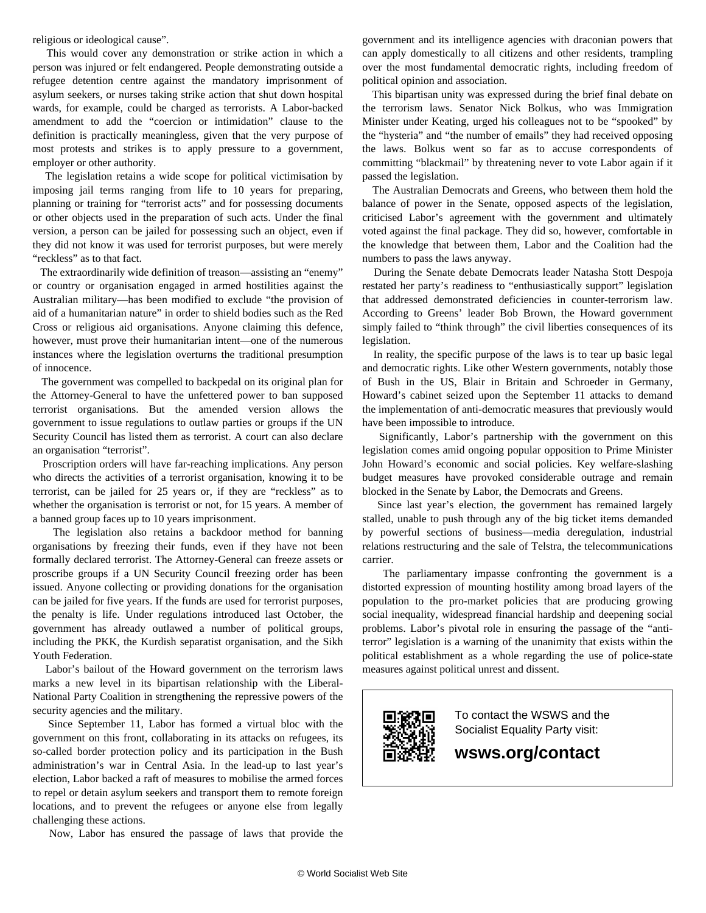religious or ideological cause".

This would cover any demonstration or strike action in which a person was injured or felt endangered. People demonstrating outside a refugee detention centre against the mandatory imprisonment of asylum seekers, or nurses taking strike action that shut down hospital wards, for example, could be charged as terrorists. A Labor-backed amendment to add the "coercion or intimidation" clause to the definition is practically meaningless, given that the very purpose of most protests and strikes is to apply pressure to a government, employer or other authority.

The legislation retains a wide scope for political victimisation by imposing jail terms ranging from life to 10 years for preparing, planning or training for "terrorist acts" and for possessing documents or other objects used in the preparation of such acts. Under the final version, a person can be jailed for possessing such an object, even if they did not know it was used for terrorist purposes, but were merely "reckless" as to that fact.

The extraordinarily wide definition of treason—assisting an "enemy" or country or organisation engaged in armed hostilities against the Australian military—has been modified to exclude "the provision of aid of a humanitarian nature" in order to shield bodies such as the Red Cross or religious aid organisations. Anyone claiming this defence, however, must prove their humanitarian intent—one of the numerous instances where the legislation overturns the traditional presumption of innocence.

The government was compelled to backpedal on its original plan for the Attorney-General to have the unfettered power to ban supposed terrorist organisations. But the amended version allows the government to issue regulations to outlaw parties or groups if the UN Security Council has listed them as terrorist. A court can also declare an organisation "terrorist".

Proscription orders will have far-reaching implications. Any person who directs the activities of a terrorist organisation, knowing it to be terrorist, can be jailed for 25 years or, if they are "reckless" as to whether the organisation is terrorist or not, for 15 years. A member of a banned group faces up to 10 years imprisonment.

The legislation also retains a backdoor method for banning organisations by freezing their funds, even if they have not been formally declared terrorist. The Attorney-General can freeze assets or proscribe groups if a UN Security Council freezing order has been issued. Anyone collecting or providing donations for the organisation can be jailed for five years. If the funds are used for terrorist purposes, the penalty is life. Under regulations introduced last October, the government has already outlawed a number of political groups, including the PKK, the Kurdish separatist organisation, and the Sikh Youth Federation.

Labor's bailout of the Howard government on the terrorism laws marks a new level in its bipartisan relationship with the Liberal-National Party Coalition in strengthening the repressive powers of the security agencies and the military.

Since September 11, Labor has formed a virtual bloc with the government on this front, collaborating in its attacks on refugees, its so-called border protection policy and its participation in the Bush administration's war in Central Asia. In the lead-up to last year's election, Labor backed a raft of measures to mobilise the armed forces to repel or detain asylum seekers and transport them to remote foreign locations, and to prevent the refugees or anyone else from legally challenging these actions.

Now, Labor has ensured the passage of laws that provide the government and its intelligence agencies with draconian powers that can apply domestically to all citizens and other residents, trampling over the most fundamental democratic rights, including freedom of political opinion and association.

This bipartisan unity was expressed during the brief final debate on the terrorism laws. Senator Nick Bolkus, who was Immigration Minister under Keating, urged his colleagues not to be "spooked" by the "hysteria" and "the number of emails" they had received opposing the laws. Bolkus went so far as to accuse correspondents of committing "blackmail" by threatening never to vote Labor again if it passed the legislation.

The Australian Democrats and Greens, who between them hold the balance of power in the Senate, opposed aspects of the legislation, criticised Labor's agreement with the government and ultimately voted against the final package. They did so, however, comfortable in the knowledge that between them, Labor and the Coalition had the numbers to pass the laws anyway.

During the Senate debate Democrats leader Natasha Stott Despoja restated her party's readiness to "enthusiastically support" legislation that addressed demonstrated deficiencies in counter-terrorism law. According to Greens' leader Bob Brown, the Howard government simply failed to "think through" the civil liberties consequences of its legislation.

In reality, the specific purpose of the laws is to tear up basic legal and democratic rights. Like other Western governments, notably those of Bush in the US, Blair in Britain and Schroeder in Germany, Howard's cabinet seized upon the September 11 attacks to demand the implementation of anti-democratic measures that previously would have been impossible to introduce.

Significantly, Labor's partnership with the government on this legislation comes amid ongoing popular opposition to Prime Minister John Howard's economic and social policies. Key welfare-slashing budget measures have provoked considerable outrage and remain blocked in the Senate by Labor, the Democrats and Greens.

Since last year's election, the government has remained largely stalled, unable to push through any of the big ticket items demanded by powerful sections of business—media deregulation, industrial relations restructuring and the sale of Telstra, the telecommunications carrier.

The parliamentary impasse confronting the government is a distorted expression of mounting hostility among broad layers of the population to the pro-market policies that are producing growing social inequality, widespread financial hardship and deepening social problems. Labor's pivotal role in ensuring the passage of the "anti-terror" legislation is a warning of the unanimity that exists within the political establishment as a whole regarding the use of police-state measures against political unrest and dissent.

To contact the WSWS and the Socialist Equality Party visit:

**wsws.org/contact**